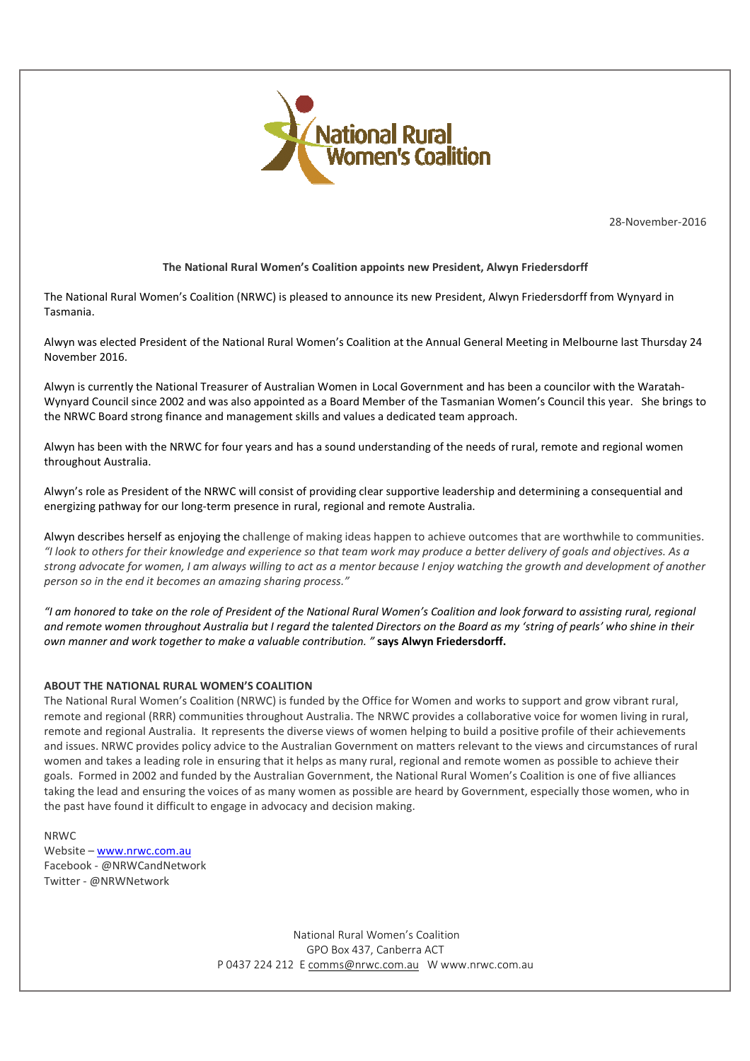National Rural Women's Coalition

28-November-2016

**The National Rural Women's Coalition appoints new President, Alwyn Friedersdorff**

The National Rural Women's Coalition (NRWC) is pleased to announce its new President, Alwyn Friedersdorff from Wynyard in Tasmania.

Alwyn was elected President of the National Rural Women's Coalition at the Annual General Meeting in Melbourne last Thursday 24 November 2016.

Alwyn is currently the National Treasurer of Australian Women in Local Government and has been a councilor with the Waratah-Wynyard Council since 2002 and was also appointed as a Board Member of the Tasmanian Women's Council this year. She brings to the NRWC Board strong finance and management skills and values a dedicated team approach.

Alwyn has been with the NRWC for four years and has a sound understanding of the needs of rural, remote and regional women throughout Australia.

Alwyn's role as President of the NRWC will consist of providing clear supportive leadership and determining a consequential and energizing pathway for our long-term presence in rural, regional and remote Australia.

Alwyn describes herself as enjoying the challenge of making ideas happen to achieve outcomes that are worthwhile to communities. *"I look to others for their knowledge and experience so that team work may produce a better delivery of goals and objectives. As a strong advocate for women, I am always willing to act as a mentor because I enjoy watching the growth and development of another person so in the end it becomes an amazing sharing process."*

*"I am honored to take on the role of President of the National Rural Women's Coalition and look forward to assisting rural, regional and remote women throughout Australia but I regard the talented Directors on the Board as my 'string of pearls' who shine in their own manner and work together to make a valuable contribution. "* **says Alwyn Friedersdorff.**

**ABOUT THE NATIONAL RURAL WOMEN'S COALITION**

The National Rural Women's Coalition (NRWC) is funded by the Office for Women and works to support and grow vibrant rural, remote and regional (RRR) communities throughout Australia. The NRWC provides a collaborative voice for women living in rural, remote and regional Australia. It represents the diverse views of women helping to build a positive profile of their achievements and issues. NRWC provides policy advice to the Australian Government on matters relevant to the views and circumstances of rural women and takes a leading role in ensuring that it helps as many rural, regional and remote women as possible to achieve their goals. Formed in 2002 and funded by the Australian Government, the National Rural Women's Coalition is one of five alliances taking the lead and ensuring the voices of as many women as possible are heard by Government, especially those women, who in the past have found it difficult to engage in advocacy and decision making.

NRWC
Website – www.nrwc.com.au
Facebook - @NRWCandNetwork
Twitter - @NRWNetwork

National Rural Women's Coalition
GPO Box 437, Canberra ACT
P 0437 224 212 E comms@nrwc.com.au W www.nrwc.com.au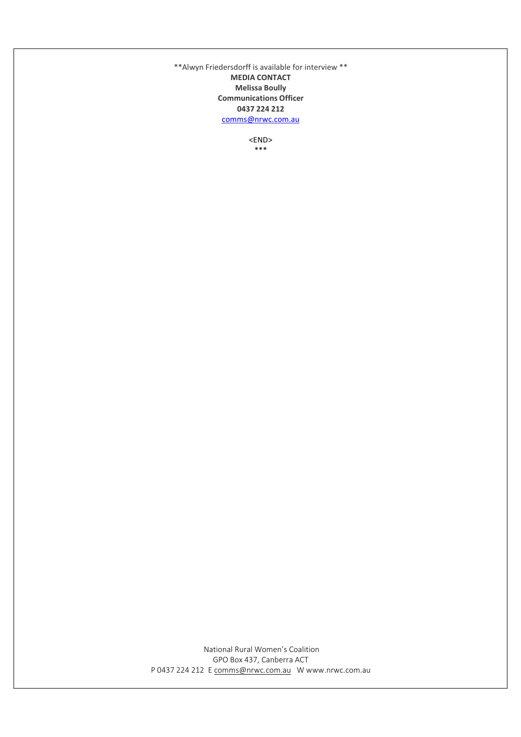**Alwyn Friedersdorff is available for interview **

**MEDIA CONTACT**

**Melissa Boully**

**Communications Officer**

**0437 224 212**

comms@nrwc.com.au

<END>

***

National Rural Women's Coalition
GPO Box 437, Canberra ACT
P 0437 224 212 E comms@nrwc.com.au W www.nrwc.com.au